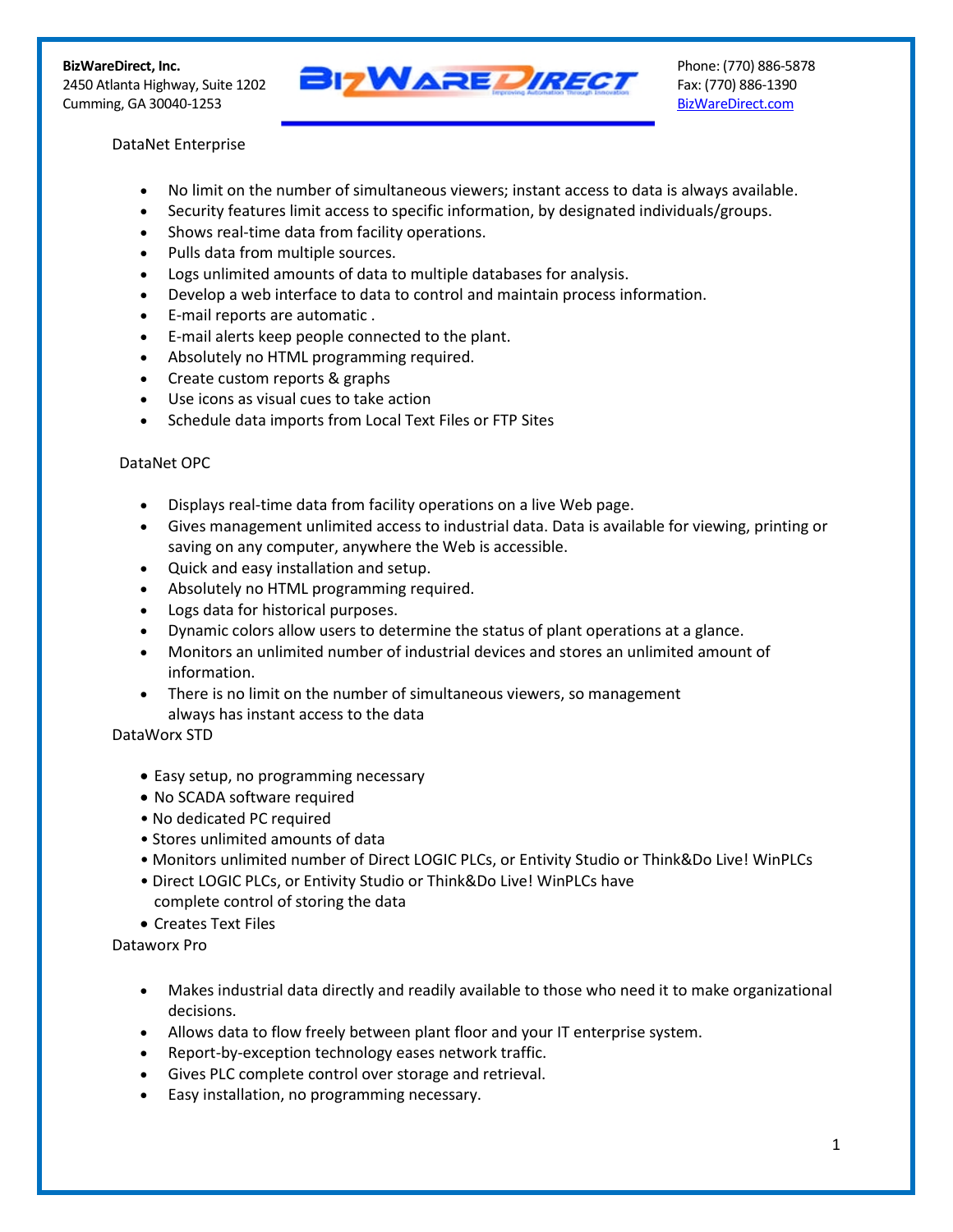**BizWareDirect, Inc.**
2450 Atlanta Highway, Suite 1202
Cumming, GA 30040-1253

Phone: (770) 886-5878
Fax: (770) 886-1390
BizWareDirect.com

DataNet Enterprise

- No limit on the number of simultaneous viewers; instant access to data is always available.
- Security features limit access to specific information, by designated individuals/groups.
- Shows real-time data from facility operations.
- Pulls data from multiple sources.
- Logs unlimited amounts of data to multiple databases for analysis.
- Develop a web interface to data to control and maintain process information.
- E-mail reports are automatic .
- E-mail alerts keep people connected to the plant.
- Absolutely no HTML programming required.
- Create custom reports & graphs
- Use icons as visual cues to take action
- Schedule data imports from Local Text Files or FTP Sites

DataNet OPC

- Displays real-time data from facility operations on a live Web page.
- Gives management unlimited access to industrial data. Data is available for viewing, printing or saving on any computer, anywhere the Web is accessible.
- Quick and easy installation and setup.
- Absolutely no HTML programming required.
- Logs data for historical purposes.
- Dynamic colors allow users to determine the status of plant operations at a glance.
- Monitors an unlimited number of industrial devices and stores an unlimited amount of information.
- There is no limit on the number of simultaneous viewers, so management always has instant access to the data

DataWorx STD

- Easy setup, no programming necessary
- No SCADA software required
- No dedicated PC required
- Stores unlimited amounts of data
- Monitors unlimited number of Direct LOGIC PLCs, or Entivity Studio or Think&Do Live! WinPLCs
- Direct LOGIC PLCs, or Entivity Studio or Think&Do Live! WinPLCs have complete control of storing the data
- Creates Text Files

Dataworx Pro

- Makes industrial data directly and readily available to those who need it to make organizational decisions.
- Allows data to flow freely between plant floor and your IT enterprise system.
- Report-by-exception technology eases network traffic.
- Gives PLC complete control over storage and retrieval.
- Easy installation, no programming necessary.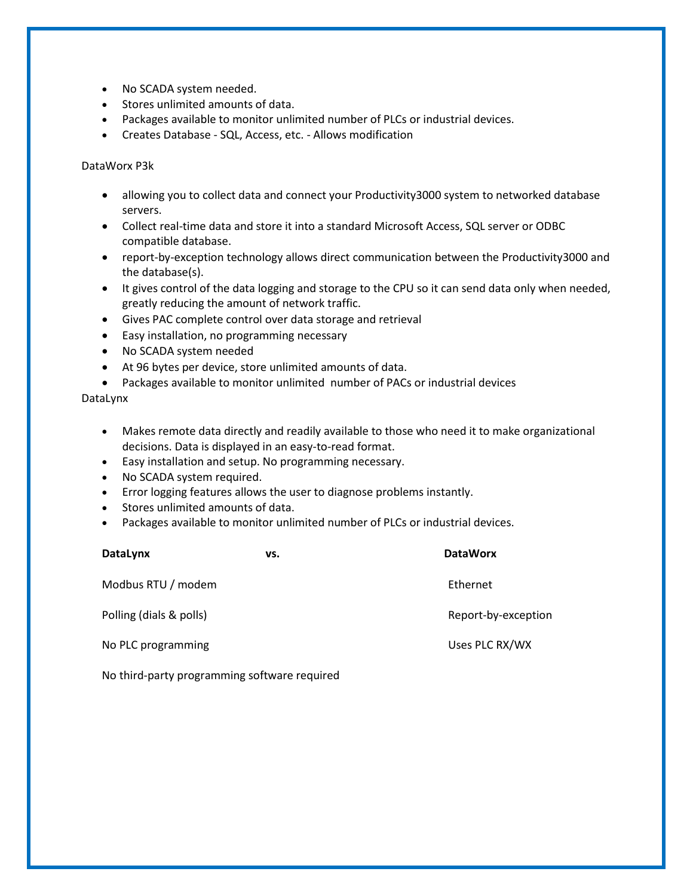- No SCADA system needed.
- Stores unlimited amounts of data.
- Packages available to monitor unlimited number of PLCs or industrial devices.
- Creates Database - SQL, Access, etc. - Allows modification

DataWorx P3k

- allowing you to collect data and connect your Productivity3000 system to networked database servers.
- Collect real-time data and store it into a standard Microsoft Access, SQL server or ODBC compatible database.
- report-by-exception technology allows direct communication between the Productivity3000 and the database(s).
- It gives control of the data logging and storage to the CPU so it can send data only when needed, greatly reducing the amount of network traffic.
- Gives PAC complete control over data storage and retrieval
- Easy installation, no programming necessary
- No SCADA system needed
- At 96 bytes per device, store unlimited amounts of data.
- Packages available to monitor unlimited number of PACs or industrial devices

DataLynx

- Makes remote data directly and readily available to those who need it to make organizational decisions. Data is displayed in an easy-to-read format.
- Easy installation and setup. No programming necessary.
- No SCADA system required.
- Error logging features allows the user to diagnose problems instantly.
- Stores unlimited amounts of data.
- Packages available to monitor unlimited number of PLCs or industrial devices.

| **DataLynx** | **vs.** | **DataWorx** |
|---|---|---|
| Modbus RTU / modem | | Ethernet |
| Polling (dials & polls) | | Report-by-exception |
| No PLC programming | | Uses PLC RX/WX |
| No third-party programming software required | | |